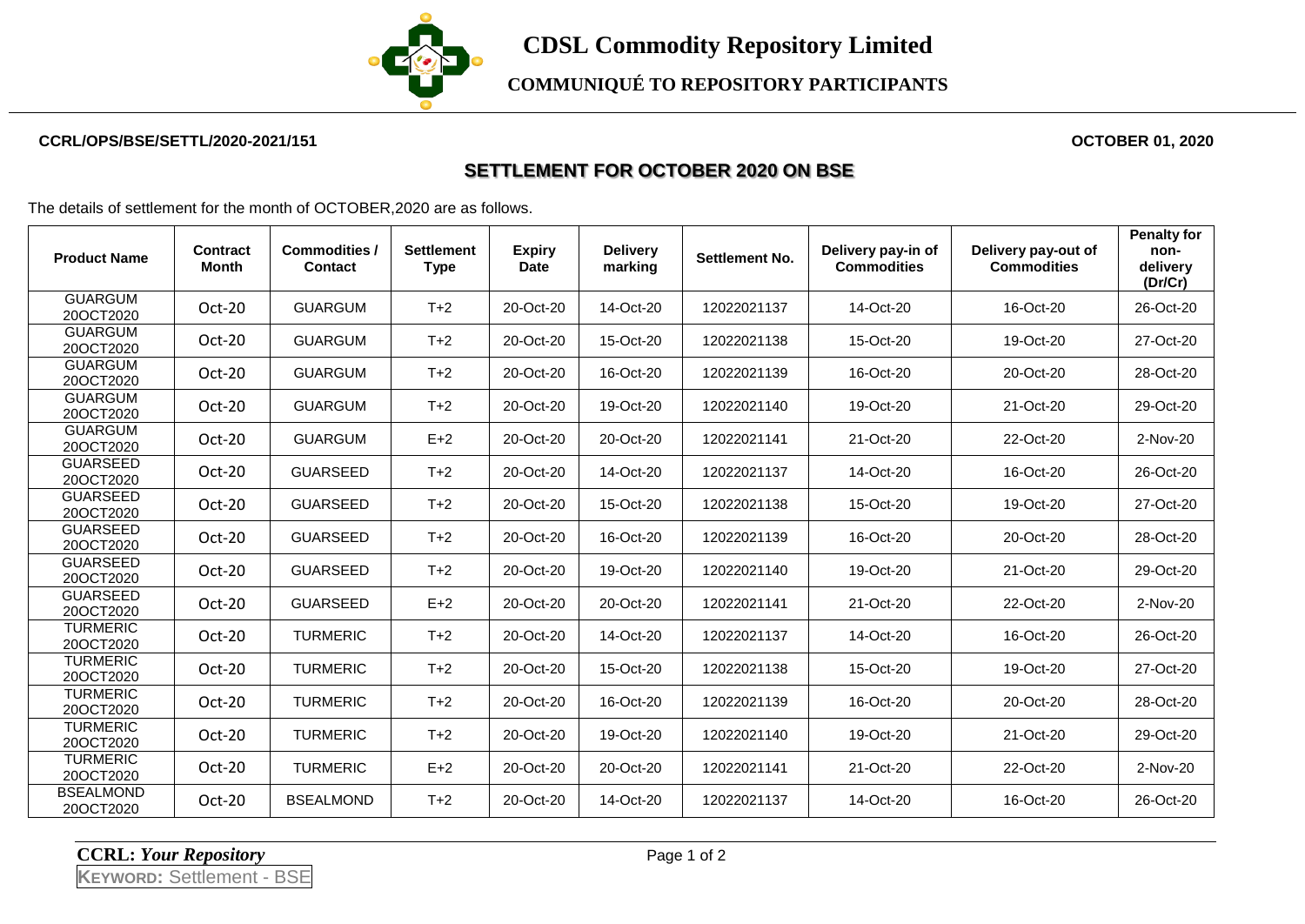# CDSL Commodity Repository Limited

## COMMUNIQUÉ TO REPOSITORY PARTICIPANTS

**CCRL/OPS/BSE/SETTL/2020-2021/151** **OCTOBER 01, 2020**

## SETTLEMENT FOR OCTOBER 2020 ON BSE

The details of settlement for the month of OCTOBER,2020 are as follows.

| Product Name | Contract Month | Commodities / Contact | Settlement Type | Expiry Date | Delivery marking | Settlement No. | Delivery pay-in of Commodities | Delivery pay-out of Commodities | Penalty for non-delivery (Dr/Cr) |
|---|---|---|---|---|---|---|---|---|---|
| GUARGUM 20OCT2020 | Oct-20 | GUARGUM | T+2 | 20-Oct-20 | 14-Oct-20 | 12022021137 | 14-Oct-20 | 16-Oct-20 | 26-Oct-20 |
| GUARGUM 20OCT2020 | Oct-20 | GUARGUM | T+2 | 20-Oct-20 | 15-Oct-20 | 12022021138 | 15-Oct-20 | 19-Oct-20 | 27-Oct-20 |
| GUARGUM 20OCT2020 | Oct-20 | GUARGUM | T+2 | 20-Oct-20 | 16-Oct-20 | 12022021139 | 16-Oct-20 | 20-Oct-20 | 28-Oct-20 |
| GUARGUM 20OCT2020 | Oct-20 | GUARGUM | T+2 | 20-Oct-20 | 19-Oct-20 | 12022021140 | 19-Oct-20 | 21-Oct-20 | 29-Oct-20 |
| GUARGUM 20OCT2020 | Oct-20 | GUARGUM | E+2 | 20-Oct-20 | 20-Oct-20 | 12022021141 | 21-Oct-20 | 22-Oct-20 | 2-Nov-20 |
| GUARSEED 20OCT2020 | Oct-20 | GUARSEED | T+2 | 20-Oct-20 | 14-Oct-20 | 12022021137 | 14-Oct-20 | 16-Oct-20 | 26-Oct-20 |
| GUARSEED 20OCT2020 | Oct-20 | GUARSEED | T+2 | 20-Oct-20 | 15-Oct-20 | 12022021138 | 15-Oct-20 | 19-Oct-20 | 27-Oct-20 |
| GUARSEED 20OCT2020 | Oct-20 | GUARSEED | T+2 | 20-Oct-20 | 16-Oct-20 | 12022021139 | 16-Oct-20 | 20-Oct-20 | 28-Oct-20 |
| GUARSEED 20OCT2020 | Oct-20 | GUARSEED | T+2 | 20-Oct-20 | 19-Oct-20 | 12022021140 | 19-Oct-20 | 21-Oct-20 | 29-Oct-20 |
| GUARSEED 20OCT2020 | Oct-20 | GUARSEED | E+2 | 20-Oct-20 | 20-Oct-20 | 12022021141 | 21-Oct-20 | 22-Oct-20 | 2-Nov-20 |
| TURMERIC 20OCT2020 | Oct-20 | TURMERIC | T+2 | 20-Oct-20 | 14-Oct-20 | 12022021137 | 14-Oct-20 | 16-Oct-20 | 26-Oct-20 |
| TURMERIC 20OCT2020 | Oct-20 | TURMERIC | T+2 | 20-Oct-20 | 15-Oct-20 | 12022021138 | 15-Oct-20 | 19-Oct-20 | 27-Oct-20 |
| TURMERIC 20OCT2020 | Oct-20 | TURMERIC | T+2 | 20-Oct-20 | 16-Oct-20 | 12022021139 | 16-Oct-20 | 20-Oct-20 | 28-Oct-20 |
| TURMERIC 20OCT2020 | Oct-20 | TURMERIC | T+2 | 20-Oct-20 | 19-Oct-20 | 12022021140 | 19-Oct-20 | 21-Oct-20 | 29-Oct-20 |
| TURMERIC 20OCT2020 | Oct-20 | TURMERIC | E+2 | 20-Oct-20 | 20-Oct-20 | 12022021141 | 21-Oct-20 | 22-Oct-20 | 2-Nov-20 |
| BSEALMOND 20OCT2020 | Oct-20 | BSEALMOND | T+2 | 20-Oct-20 | 14-Oct-20 | 12022021137 | 14-Oct-20 | 16-Oct-20 | 26-Oct-20 |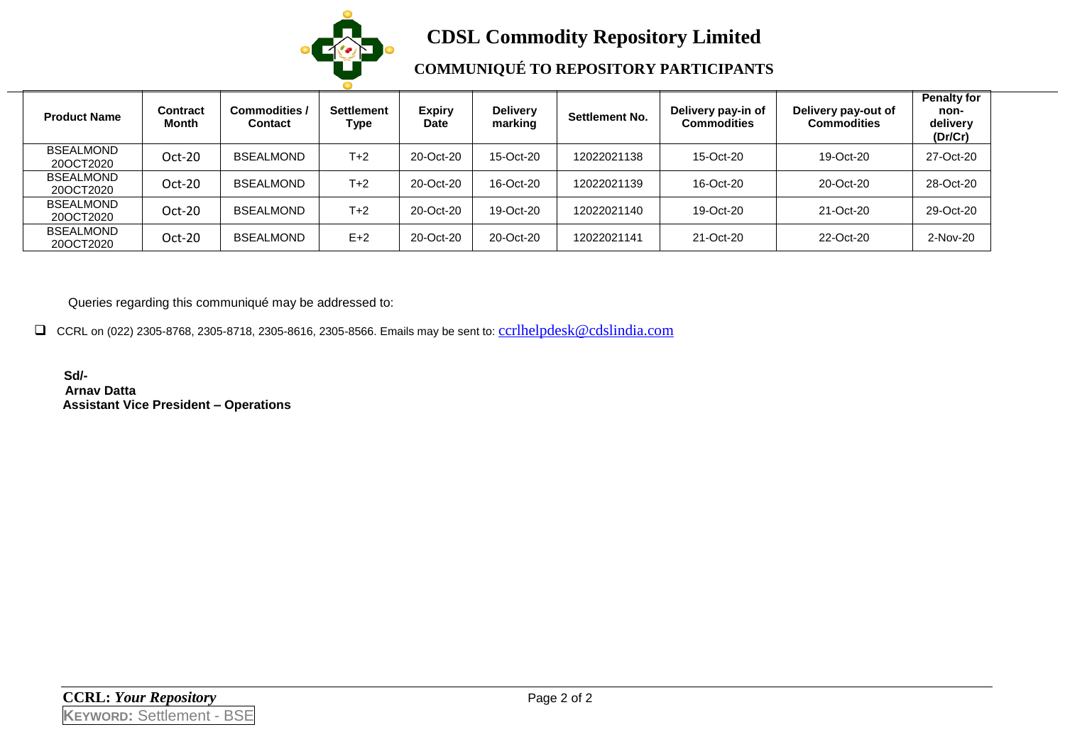# CDSL Commodity Repository Limited

## COMMUNIQUÉ TO REPOSITORY PARTICIPANTS

| Product Name | Contract Month | Commodities / Contact | Settlement Type | Expiry Date | Delivery marking | Settlement No. | Delivery pay-in of Commodities | Delivery pay-out of Commodities | Penalty for non-delivery (Dr/Cr) |
|---|---|---|---|---|---|---|---|---|---|
| BSEALMOND 20OCT2020 | Oct-20 | BSEALMOND | T+2 | 20-Oct-20 | 15-Oct-20 | 12022021138 | 15-Oct-20 | 19-Oct-20 | 27-Oct-20 |
| BSEALMOND 20OCT2020 | Oct-20 | BSEALMOND | T+2 | 20-Oct-20 | 16-Oct-20 | 12022021139 | 16-Oct-20 | 20-Oct-20 | 28-Oct-20 |
| BSEALMOND 20OCT2020 | Oct-20 | BSEALMOND | T+2 | 20-Oct-20 | 19-Oct-20 | 12022021140 | 19-Oct-20 | 21-Oct-20 | 29-Oct-20 |
| BSEALMOND 20OCT2020 | Oct-20 | BSEALMOND | E+2 | 20-Oct-20 | 20-Oct-20 | 12022021141 | 21-Oct-20 | 22-Oct-20 | 2-Nov-20 |

Queries regarding this communiqué may be addressed to:

- CCRL on (022) 2305-8768, 2305-8718, 2305-8616, 2305-8566. Emails may be sent to: ccrlhelpdesk@cdslindia.com

**Sd/-**
**Arnav Datta**
**Assistant Vice President – Operations**

**CCRL:** ***Your Repository***

**KEYWORD:** Settlement - BSE